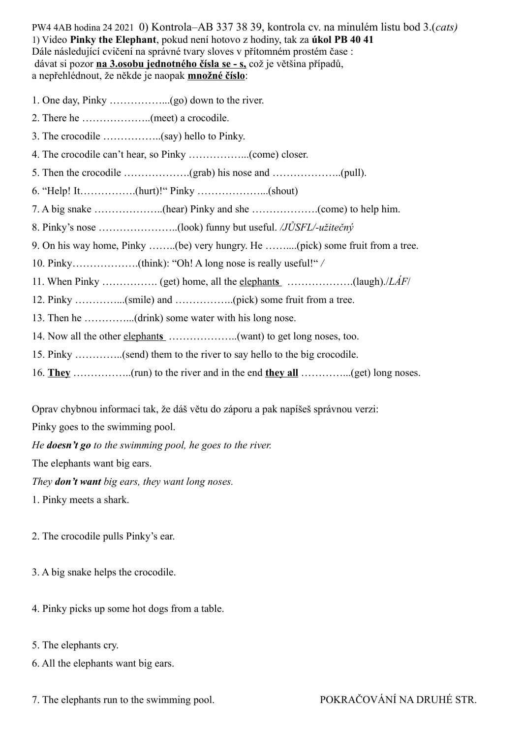PW4 4AB hodina 24 2021 0) Kontrola–AB 337 38 39, kontrola cv. na minulém listu bod 3.(*cats)*
1) Video **Pinky the Elephant**, pokud není hotovo z hodiny, tak za **úkol PB 40 41**
Dále následující cvičení na správné tvary sloves v přítomném prostém čase :
dávat si pozor **na 3.osobu jednotného čísla se - s,** což je většina případů,
a nepřehlédnout, že někde je naopak **množné číslo**:

1. One day, Pinky ……………...(go) down to the river.
2. There he ………………..(meet) a crocodile.
3. The crocodile ……………..(say) hello to Pinky.
4. The crocodile can't hear, so Pinky ……………...(come) closer.
5. Then the crocodile ……………….(grab) his nose and ………………..(pull).
6. "Help! It…………….(hurt)!" Pinky ………………...(shout)
7. A big snake ………………..(hear) Pinky and she ……………….(come) to help him.
8. Pinky's nose …………………..(look) funny but useful. */JŮSFL/-užitečný*
9. On his way home, Pinky ……..(be) very hungry. He ……....(pick) some fruit from a tree.
10. Pinky……………….(think): "Oh! A long nose is really useful!" /
11. When Pinky ……………. (get) home, all the elephant**s** ……………….(laugh)./*LÁF*/
12. Pinky …………...(smile) and ……………..(pick) some fruit from a tree.
13. Then he …………...(drink) some water with his long nose.
14. Now all the other elephant**s** ………………..(want) to get long noses, too.
15. Pinky …………..(send) them to the river to say hello to the big crocodile.
16. **They** ……………..(run) to the river and in the end **they all** …………...(get) long noses.

Oprav chybnou informaci tak, že dáš větu do záporu a pak napíšeš správnou verzi:

Pinky goes to the swimming pool.

*He* ***doesn't go*** *to the swimming pool, he goes to the river.*

The elephants want big ears.

*They* ***don't want*** *big ears, they want long noses.*

1. Pinky meets a shark.

2. The crocodile pulls Pinky's ear.

3. A big snake helps the crocodile.

4. Pinky picks up some hot dogs from a table.

5. The elephants cry.

6. All the elephants want big ears.

7. The elephants run to the swimming pool.

POKRAČOVÁNÍ NA DRUHÉ STR.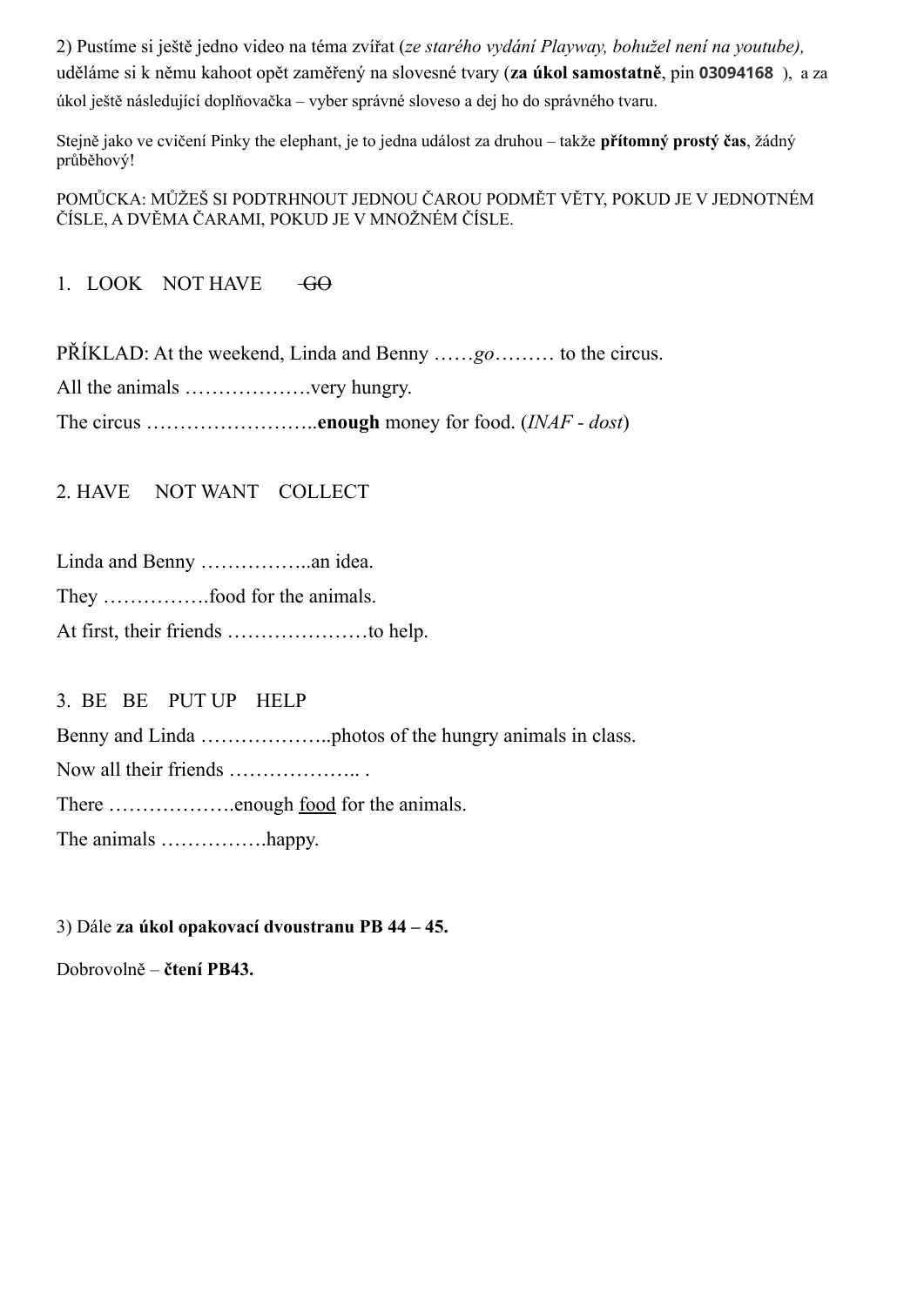2) Pustíme si ještě jedno video na téma zvířat (*ze starého vydání Playway, bohužel není na youtube),* uděláme si k němu kahoot opět zaměřený na slovesné tvary (**za úkol samostatně**, pin **03094168** ), a za úkol ještě následující doplňovačka – vyber správné sloveso a dej ho do správného tvaru.

Stejně jako ve cvičení Pinky the elephant, je to jedna událost za druhou – takže **přítomný prostý čas**, žádný průběhový!

POMŮCKA: MŮŽEŠ SI PODTRHNOUT JEDNOU ČAROU PODMĚT VĚTY, POKUD JE V JEDNOTNÉM ČÍSLE, A DVĚMA ČARAMI, POKUD JE V MNOŽNÉM ČÍSLE.

1. LOOK NOT HAVE ~~GO~~

PŘÍKLAD: At the weekend, Linda and Benny ……*go*……… to the circus.

All the animals ……………….very hungry.

The circus ……………………..**enough** money for food. (*INAF - dost*)

2. HAVE NOT WANT COLLECT

Linda and Benny ……………..an idea.

They …………….food for the animals.

At first, their friends …………………to help.

3. BE BE PUT UP HELP

Benny and Linda ………………..photos of the hungry animals in class.

Now all their friends ……………….. .

There ……………….enough <u>food</u> for the animals.

The animals …………….happy.

3) Dále **za úkol opakovací dvoustranu PB 44 – 45.**

Dobrovolně – **čtení PB43.**